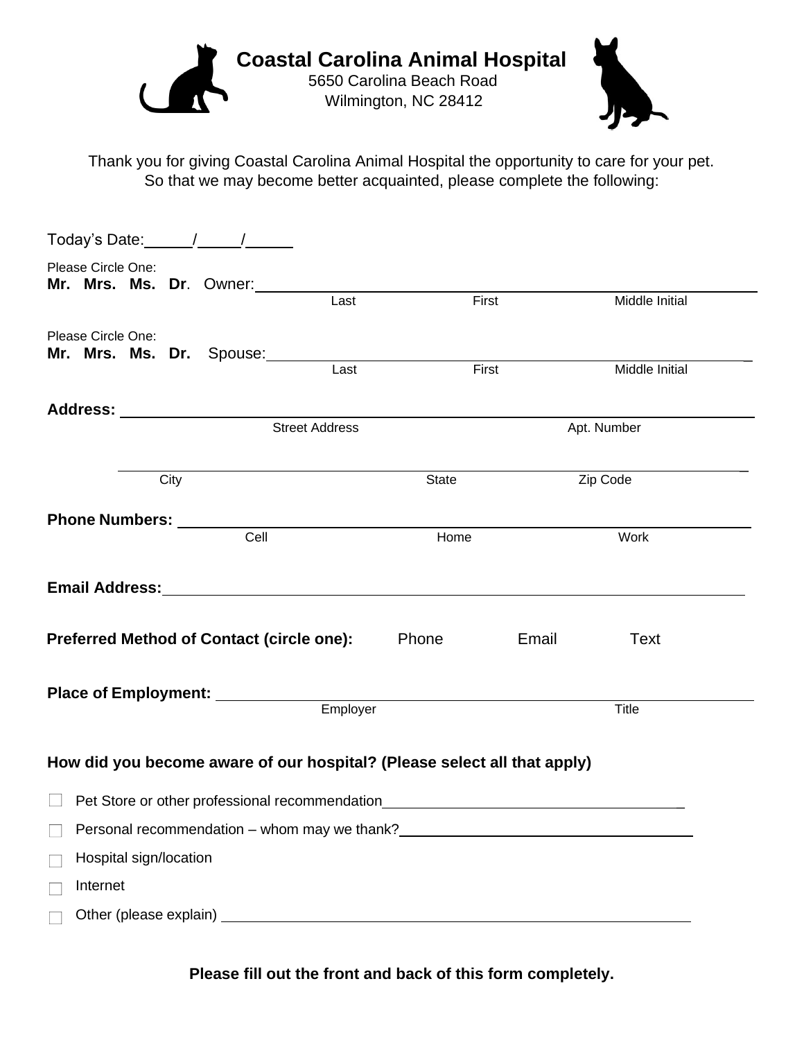# Coastal Carolina Animal Hospital

5650 Carolina Beach Road
Wilmington, NC 28412

Thank you for giving Coastal Carolina Animal Hospital the opportunity to care for your pet.
So that we may become better acquainted, please complete the following:

Today's Date:\_\_\_\_\_/\_\_\_\_\_/\_\_\_\_\_

Please Circle One:
**Mr. Mrs. Ms. Dr**. Owner:\_\_\_\_\_\_\_\_\_\_\_\_\_\_\_\_\_\_\_\_\_\_\_\_\_\_\_\_\_\_\_\_\_\_\_\_\_\_\_\_\_\_\_\_\_\_\_\_\_\_\_\_\_\_
Last First Middle Initial

Please Circle One:
**Mr. Mrs. Ms. Dr.** Spouse:\_\_\_\_\_\_\_\_\_\_\_\_\_\_\_\_\_\_\_\_\_\_\_\_\_\_\_\_\_\_\_\_\_\_\_\_\_\_\_\_\_\_\_\_\_\_\_\_\_\_\_\_\_\_
Last First Middle Initial

**Address:** \_\_\_\_\_\_\_\_\_\_\_\_\_\_\_\_\_\_\_\_\_\_\_\_\_\_\_\_\_\_\_\_\_\_\_\_\_\_\_\_\_\_\_\_\_\_\_\_\_\_\_\_\_\_\_\_\_\_\_\_\_\_
Street Address Apt. Number

\_\_\_\_\_\_\_\_\_\_\_\_\_\_\_\_\_\_\_\_\_\_\_\_\_\_\_\_\_\_\_\_\_\_\_\_\_\_\_\_\_\_\_\_\_\_\_\_\_\_\_\_\_\_\_\_\_\_\_\_\_\_\_\_\_\_\_\_\_\_
City State Zip Code

**Phone Numbers:** \_\_\_\_\_\_\_\_\_\_\_\_\_\_\_\_\_\_\_\_\_\_\_\_\_\_\_\_\_\_\_\_\_\_\_\_\_\_\_\_\_\_\_\_\_\_\_\_\_\_\_\_\_\_\_\_\_\_
Cell Home Work

**Email Address:**\_\_\_\_\_\_\_\_\_\_\_\_\_\_\_\_\_\_\_\_\_\_\_\_\_\_\_\_\_\_\_\_\_\_\_\_\_\_\_\_\_\_\_\_\_\_\_\_\_\_\_\_\_\_\_\_\_\_

**Preferred Method of Contact (circle one):** Phone Email Text

**Place of Employment:** \_\_\_\_\_\_\_\_\_\_\_\_\_\_\_\_\_\_\_\_\_\_\_\_\_\_\_\_\_\_\_\_\_\_\_\_\_\_\_\_\_\_\_\_\_\_\_\_\_\_\_\_\_\_
Employer Title

**How did you become aware of our hospital? (Please select all that apply)**

- ☐ Pet Store or other professional recommendation\_\_\_\_\_\_\_\_\_\_\_\_\_\_\_\_\_\_\_\_\_\_\_\_\_\_\_\_\_\_\_\_\_\_\_\_
- ☐ Personal recommendation – whom may we thank?\_\_\_\_\_\_\_\_\_\_\_\_\_\_\_\_\_\_\_\_\_\_\_\_\_\_\_\_\_\_\_\_\_\_\_\_
- ☐ Hospital sign/location
- ☐ Internet
- ☐ Other (please explain) \_\_\_\_\_\_\_\_\_\_\_\_\_\_\_\_\_\_\_\_\_\_\_\_\_\_\_\_\_\_\_\_\_\_\_\_\_\_\_\_\_\_\_\_\_\_\_\_\_\_\_\_\_\_

**Please fill out the front and back of this form completely.**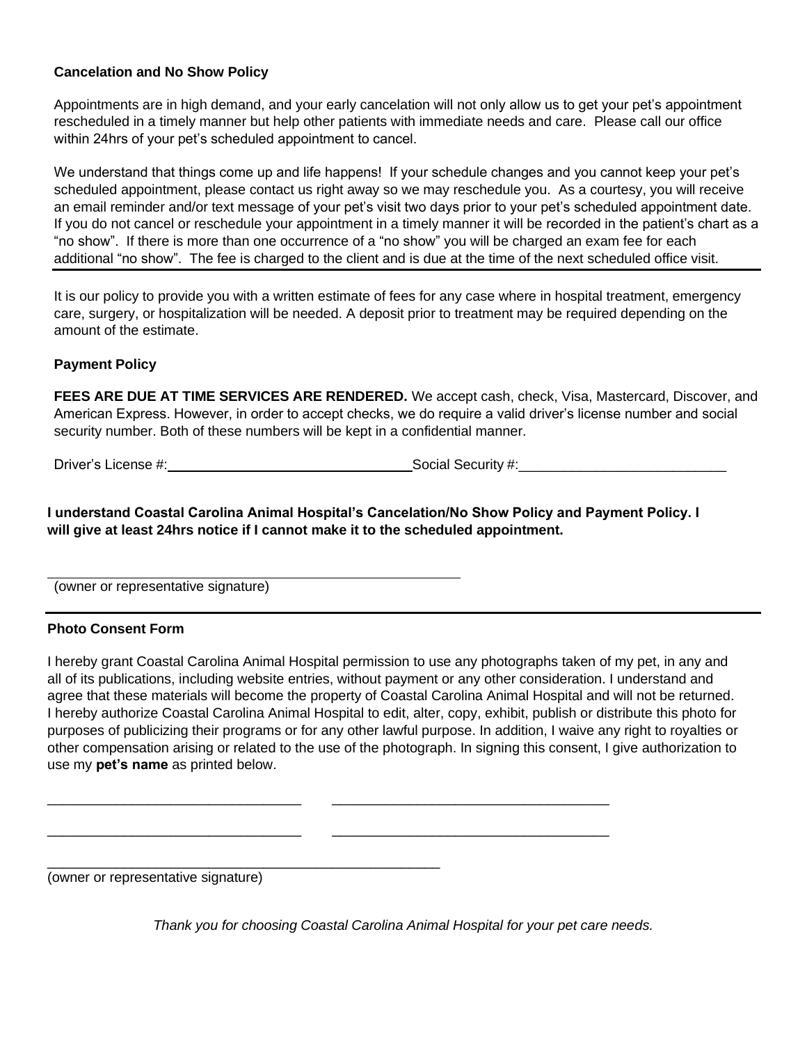**Cancelation and No Show Policy**

Appointments are in high demand, and your early cancelation will not only allow us to get your pet's appointment rescheduled in a timely manner but help other patients with immediate needs and care. Please call our office within 24hrs of your pet's scheduled appointment to cancel.

We understand that things come up and life happens! If your schedule changes and you cannot keep your pet's scheduled appointment, please contact us right away so we may reschedule you. As a courtesy, you will receive an email reminder and/or text message of your pet's visit two days prior to your pet's scheduled appointment date. If you do not cancel or reschedule your appointment in a timely manner it will be recorded in the patient's chart as a "no show". If there is more than one occurrence of a "no show" you will be charged an exam fee for each additional "no show". The fee is charged to the client and is due at the time of the next scheduled office visit.

---

It is our policy to provide you with a written estimate of fees for any case where in hospital treatment, emergency care, surgery, or hospitalization will be needed. A deposit prior to treatment may be required depending on the amount of the estimate.

**Payment Policy**

**FEES ARE DUE AT TIME SERVICES ARE RENDERED.** We accept cash, check, Visa, Mastercard, Discover, and American Express. However, in order to accept checks, we do require a valid driver's license number and social security number. Both of these numbers will be kept in a confidential manner.

Driver's License #:________________________________ Social Security #:___________________________

**I understand Coastal Carolina Animal Hospital's Cancelation/No Show Policy and Payment Policy. I will give at least 24hrs notice if I cannot make it to the scheduled appointment.**

_______________________________________________________

(owner or representative signature)

---

**Photo Consent Form**

I hereby grant Coastal Carolina Animal Hospital permission to use any photographs taken of my pet, in any and all of its publications, including website entries, without payment or any other consideration. I understand and agree that these materials will become the property of Coastal Carolina Animal Hospital and will not be returned. I hereby authorize Coastal Carolina Animal Hospital to edit, alter, copy, exhibit, publish or distribute this photo for purposes of publicizing their programs or for any other lawful purpose. In addition, I waive any right to royalties or other compensation arising or related to the use of the photograph. In signing this consent, I give authorization to use my **pet's name** as printed below.

_________________________________ ____________________________________

_________________________________ ____________________________________

___________________________________________________

(owner or representative signature)

*Thank you for choosing Coastal Carolina Animal Hospital for your pet care needs.*